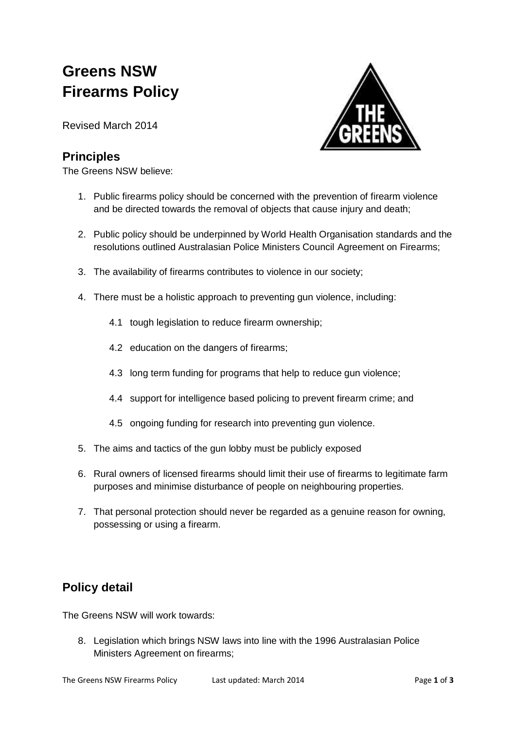# Greens NSW
# Firearms Policy

Revised March 2014

## Principles

The Greens NSW believe:

1. Public firearms policy should be concerned with the prevention of firearm violence and be directed towards the removal of objects that cause injury and death;

2. Public policy should be underpinned by World Health Organisation standards and the resolutions outlined Australasian Police Ministers Council Agreement on Firearms;

3. The availability of firearms contributes to violence in our society;

4. There must be a holistic approach to preventing gun violence, including:

    4.1 tough legislation to reduce firearm ownership;

    4.2 education on the dangers of firearms;

    4.3 long term funding for programs that help to reduce gun violence;

    4.4 support for intelligence based policing to prevent firearm crime; and

    4.5 ongoing funding for research into preventing gun violence.

5. The aims and tactics of the gun lobby must be publicly exposed

6. Rural owners of licensed firearms should limit their use of firearms to legitimate farm purposes and minimise disturbance of people on neighbouring properties.

7. That personal protection should never be regarded as a genuine reason for owning, possessing or using a firearm.

## Policy detail

The Greens NSW will work towards:

8. Legislation which brings NSW laws into line with the 1996 Australasian Police Ministers Agreement on firearms;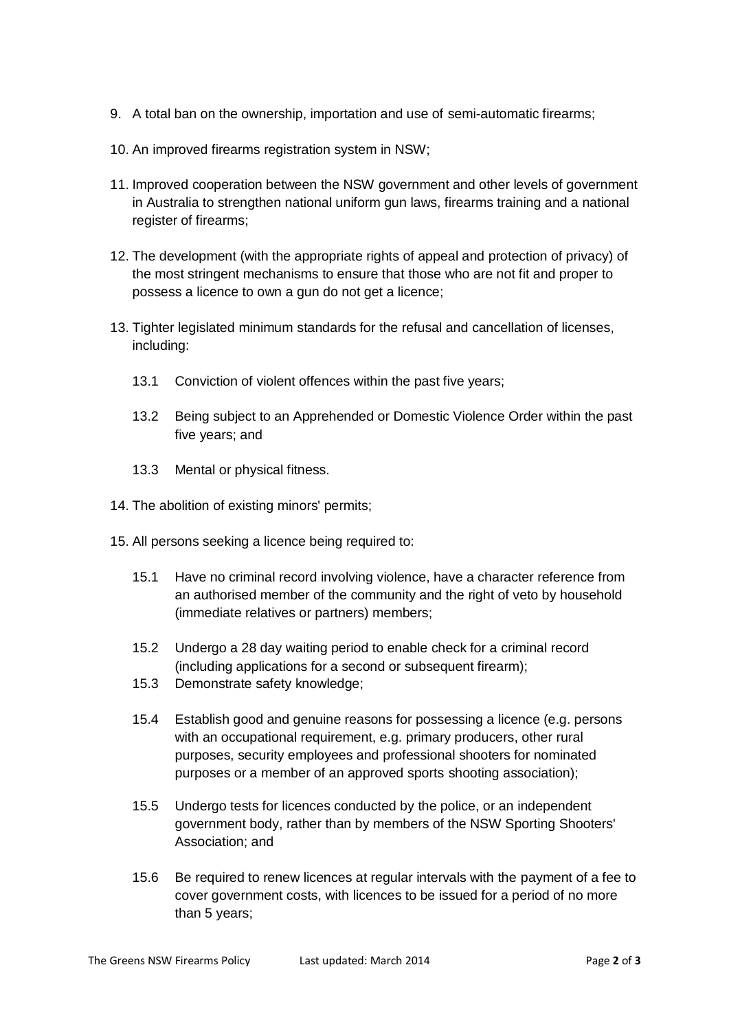9. A total ban on the ownership, importation and use of semi-automatic firearms;

10. An improved firearms registration system in NSW;

11. Improved cooperation between the NSW government and other levels of government in Australia to strengthen national uniform gun laws, firearms training and a national register of firearms;

12. The development (with the appropriate rights of appeal and protection of privacy) of the most stringent mechanisms to ensure that those who are not fit and proper to possess a licence to own a gun do not get a licence;

13. Tighter legislated minimum standards for the refusal and cancellation of licenses, including:

    13.1 Conviction of violent offences within the past five years;

    13.2 Being subject to an Apprehended or Domestic Violence Order within the past five years; and

    13.3 Mental or physical fitness.

14. The abolition of existing minors' permits;

15. All persons seeking a licence being required to:

    15.1 Have no criminal record involving violence, have a character reference from an authorised member of the community and the right of veto by household (immediate relatives or partners) members;

    15.2 Undergo a 28 day waiting period to enable check for a criminal record (including applications for a second or subsequent firearm);

    15.3 Demonstrate safety knowledge;

    15.4 Establish good and genuine reasons for possessing a licence (e.g. persons with an occupational requirement, e.g. primary producers, other rural purposes, security employees and professional shooters for nominated purposes or a member of an approved sports shooting association);

    15.5 Undergo tests for licences conducted by the police, or an independent government body, rather than by members of the NSW Sporting Shooters' Association; and

    15.6 Be required to renew licences at regular intervals with the payment of a fee to cover government costs, with licences to be issued for a period of no more than 5 years;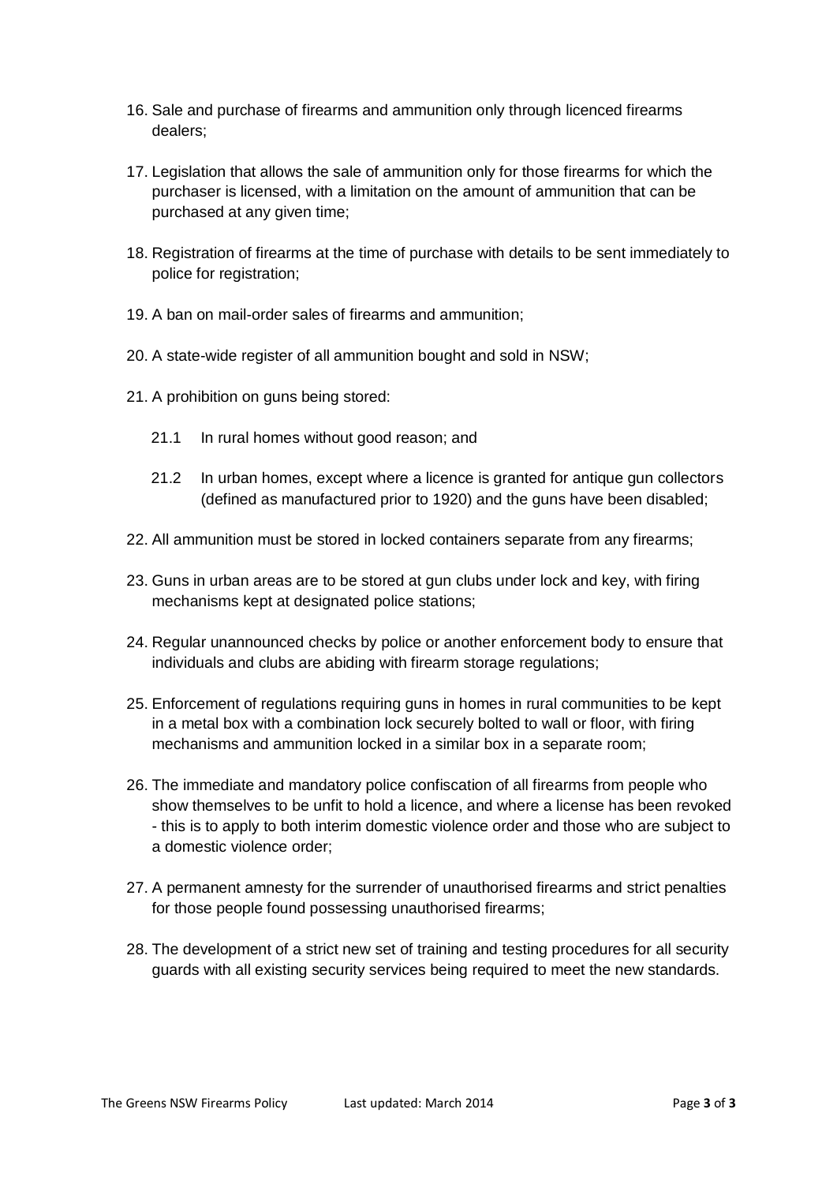16. Sale and purchase of firearms and ammunition only through licenced firearms dealers;

17. Legislation that allows the sale of ammunition only for those firearms for which the purchaser is licensed, with a limitation on the amount of ammunition that can be purchased at any given time;

18. Registration of firearms at the time of purchase with details to be sent immediately to police for registration;

19. A ban on mail-order sales of firearms and ammunition;

20. A state-wide register of all ammunition bought and sold in NSW;

21. A prohibition on guns being stored:

    21.1 In rural homes without good reason; and

    21.2 In urban homes, except where a licence is granted for antique gun collectors (defined as manufactured prior to 1920) and the guns have been disabled;

22. All ammunition must be stored in locked containers separate from any firearms;

23. Guns in urban areas are to be stored at gun clubs under lock and key, with firing mechanisms kept at designated police stations;

24. Regular unannounced checks by police or another enforcement body to ensure that individuals and clubs are abiding with firearm storage regulations;

25. Enforcement of regulations requiring guns in homes in rural communities to be kept in a metal box with a combination lock securely bolted to wall or floor, with firing mechanisms and ammunition locked in a similar box in a separate room;

26. The immediate and mandatory police confiscation of all firearms from people who show themselves to be unfit to hold a licence, and where a license has been revoked - this is to apply to both interim domestic violence order and those who are subject to a domestic violence order;

27. A permanent amnesty for the surrender of unauthorised firearms and strict penalties for those people found possessing unauthorised firearms;

28. The development of a strict new set of training and testing procedures for all security guards with all existing security services being required to meet the new standards.